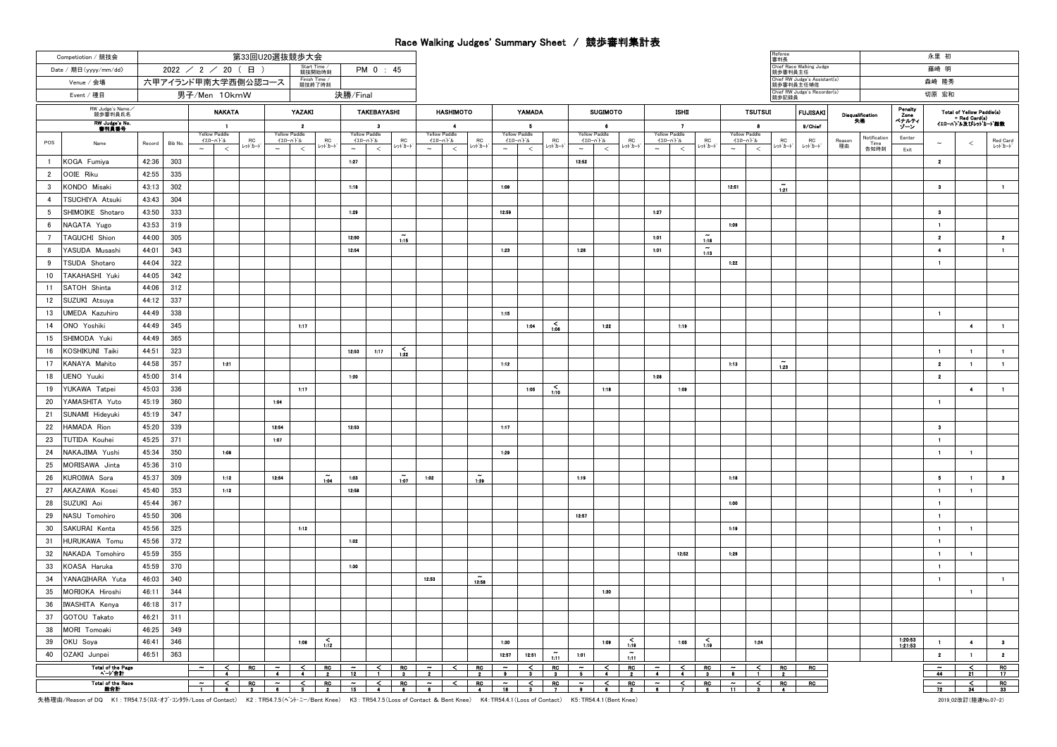# Race Walking Judges' Summary Sheet ／ 競歩審判集計表

| | | | |
|---|---|---|---|
| Competiotion / 競技会 | 第33回U20選抜競歩大会 | | |
| Date / 期日(yyyy/mm/dd) | 2022 ／ 2 ／ 20 （ 日 ） | Start Time / 競技開始時刻 | PM 0 : 45 |
| Venue / 会場 | 六甲アイランド甲南大学西側公認コース | Finish Time / 競技終了時刻 | |
| Event / 種目 | 男子/Men 10kmW | | 決勝/Final |

| | |
|---|---|
| Referee 審判長 | 永里 初 |
| Chief Race Walking Judge 競歩審判員主任 | 藤崎 明 |
| Chief RW Judge's Assistant(s) 競歩審判員主任補佐 | 森崎 隆秀 |
| Chief RW Judge's Recorder(s) 競歩記録員 | 切原 宏和 |

| RW Judge's Name／競歩審判員氏名 | | | | NAKATA | | | YAZAKI | | | TAKEBAYASHI | | | HASHIMOTO | | | YAMADA | | | SUGIMOTO | | | ISHII | | | TSUTSUI | | | FUJISAKI | Disqualification 失格 | | Penalty Zone ペナルティゾーン | Total of Yellow Paddle(s) + Red Card(s) ｲｴﾛｰﾊﾟﾄﾞﾙ及びﾚｯﾄﾞｶｰﾄﾞ総数 | | |
|---|---|---|---|---|---|---|---|---|---|---|---|---|---|---|---|---|---|---|---|---|---|---|---|---|---|---|---|---|---|---|---|---|---|---|
| RW Judge's No. 審判員番号 | | | | 1 | | | 2 | | | 3 | | | 4 | | | 5 | | | 6 | | | 7 | | | 8 | | | 9/Chief | | | | | | |
| | | | | Yellow Paddle ｲｴﾛｰﾊﾟﾄﾞﾙ | | RC ﾚｯﾄﾞｶｰﾄﾞ | Yellow Paddle ｲｴﾛｰﾊﾟﾄﾞﾙ | | RC ﾚｯﾄﾞｶｰﾄﾞ | Yellow Paddle ｲｴﾛｰﾊﾟﾄﾞﾙ | | RC ﾚｯﾄﾞｶｰﾄﾞ | Yellow Paddle ｲｴﾛｰﾊﾟﾄﾞﾙ | | RC ﾚｯﾄﾞｶｰﾄﾞ | Yellow Paddle ｲｴﾛｰﾊﾟﾄﾞﾙ | | RC ﾚｯﾄﾞｶｰﾄﾞ | Yellow Paddle ｲｴﾛｰﾊﾟﾄﾞﾙ | | RC ﾚｯﾄﾞｶｰﾄﾞ | Yellow Paddle ｲｴﾛｰﾊﾟﾄﾞﾙ | | RC ﾚｯﾄﾞｶｰﾄﾞ | Yellow Paddle ｲｴﾛｰﾊﾟﾄﾞﾙ | | RC ﾚｯﾄﾞｶｰﾄﾞ | RC ﾚｯﾄﾞｶｰﾄﾞ | Reason 理由 | Notification Time 告知時刻 | Eenter / Exit | ~ | < | Red Card ﾚｯﾄﾞｶｰﾄﾞ |
| POS | Name | Record | Bib No. | ~ | < | | ~ | < | | ~ | < | | ~ | < | | ~ | < | | ~ | < | | ~ | < | | ~ | < | | | | | | | | |
| 1 | KOGA Fumiya | 42:36 | 303 | | | | | | | 1:27 | | | | | | | | | 12:52 | | | | | | | | | | | | | 2 | | |
| 2 | OOIE Riku | 42:55 | 335 | | | | | | | | | | | | | | | | | | | | | | | | | | | | | | | |
| 3 | KONDO Misaki | 43:13 | 302 | | | | | | | 1:18 | | | | | | 1:09 | | | | | | | | | 12:51 | | ~ 1:21 | | | | | 3 | | 1 |
| 4 | TSUCHIYA Atsuki | 43:43 | 304 | | | | | | | | | | | | | | | | | | | | | | | | | | | | | | | |
| 5 | SHIMOIKE Shotaro | 43:50 | 333 | | | | | | | 1:29 | | | | | | 12:59 | | | | | | 1:27 | | | | | | | | | | 3 | | |
| 6 | NAGATA Yugo | 43:53 | 319 | | | | | | | | | | | | | | | | | | | | | | 1:09 | | | | | | | 1 | | |
| 7 | TAGUCHI Shion | 44:00 | 305 | | | | | | | 12:50 | | ~ 1:15 | | | | | | | | | | 1:01 | | ~ 1:18 | | | | | | | | 2 | | 2 |
| 8 | YASUDA Musashi | 44:01 | 343 | | | | | | | 12:54 | | | | | | 1:23 | | | 1:28 | | | 1:01 | | ~ 1:13 | | | | | | | | 4 | | 1 |
| 9 | TSUDA Shotaro | 44:04 | 322 | | | | | | | | | | | | | | | | | | | | | | 1:22 | | | | | | | 1 | | |
| 10 | TAKAHASHI Yuki | 44:05 | 342 | | | | | | | | | | | | | | | | | | | | | | | | | | | | | | | |
| 11 | SATOH Shinta | 44:06 | 312 | | | | | | | | | | | | | | | | | | | | | | | | | | | | | | | |
| 12 | SUZUKI Atsuya | 44:12 | 337 | | | | | | | | | | | | | | | | | | | | | | | | | | | | | | | |
| 13 | UMEDA Kazuhiro | 44:49 | 338 | | | | | | | | | | | | | 1:15 | | | | | | | | | | | | | | | | 1 | | |
| 14 | ONO Yoshiki | 44:49 | 345 | | | | | 1:17 | | | | | | | | | 1:04 | < 1:06 | | 1:22 | | | 1:19 | | | | | | | | | | 4 | 1 |
| 15 | SHIMODA Yuki | 44:49 | 365 | | | | | | | | | | | | | | | | | | | | | | | | | | | | | | | |
| 16 | KOSHIKUNI Taiki | 44:51 | 323 | | | | | | | 12:53 | 1:17 | < 1:22 | | | | | | | | | | | | | | | | | | | | 1 | 1 | 1 |
| 17 | KANAYA Mahito | 44:58 | 357 | | 1:21 | | | | | | | | | | | 1:12 | | | | | | | | | 1:13 | | ~ 1:23 | | | | | 2 | 1 | 1 |
| 18 | UENO Yuuki | 45:00 | 314 | | | | | | | 1:20 | | | | | | | | | | | | 1:28 | | | | | | | | | | 2 | | |
| 19 | YUKAWA Tatpei | 45:03 | 336 | | | | | 1:17 | | | | | | | | | 1:05 | < 1:10 | | 1:18 | | | 1:09 | | | | | | | | | | 4 | 1 |
| 20 | YAMASHITA Yuto | 45:19 | 360 | | | | 1:04 | | | | | | | | | | | | | | | | | | | | | | | | | 1 | | |
| 21 | SUNAMI Hideyuki | 45:19 | 347 | | | | | | | | | | | | | | | | | | | | | | | | | | | | | | | |
| 22 | HAMADA Rion | 45:20 | 339 | | | | 12:54 | | | 12:53 | | | | | | 1:17 | | | | | | | | | | | | | | | | 3 | | |
| 23 | TUTIDA Kouhei | 45:25 | 371 | | | | 1:07 | | | | | | | | | | | | | | | | | | | | | | | | | 1 | | |
| 24 | NAKAJIMA Yushi | 45:34 | 350 | | 1:08 | | | | | | | | | | | 1:29 | | | | | | | | | | | | | | | | 1 | 1 | |
| 25 | MORISAWA Jinta | 45:36 | 310 | | | | | | | | | | | | | | | | | | | | | | | | | | | | | | | |
| 26 | KUROIWA Sora | 45:37 | 309 | | 1:12 | | 12:54 | | ~ 1:04 | 1:03 | | ~ 1:07 | 1:02 | | ~ 1:29 | | | | 1:19 | | | | | | 1:18 | | | | | | | 5 | 1 | 3 |
| 27 | AKAZAWA Kosei | 45:40 | 353 | | 1:12 | | | | | 12:58 | | | | | | | | | | | | | | | | | | | | | | 1 | 1 | |
| 28 | SUZUKI Aoi | 45:44 | 367 | | | | | | | | | | | | | | | | | | | | | | 1:00 | | | | | | | 1 | | |
| 29 | NASU Tomohiro | 45:50 | 306 | | | | | | | | | | | | | | | | 12:57 | | | | | | | | | | | | | 1 | | |
| 30 | SAKURAI Kenta | 45:56 | 325 | | | | | 1:12 | | | | | | | | | | | | | | | | | 1:19 | | | | | | | 1 | 1 | |
| 31 | HURUKAWA Tomu | 45:56 | 372 | | | | | | | 1:02 | | | | | | | | | | | | | | | | | | | | | | 1 | | |
| 32 | NAKADA Tomohiro | 45:59 | 355 | | | | | | | | | | | | | | | | | | | | 12:52 | | 1:29 | | | | | | | 1 | 1 | |
| 33 | KOASA Haruka | 45:59 | 370 | | | | | | | 1:30 | | | | | | | | | | | | | | | | | | | | | | 1 | | |
| 34 | YANAGIHARA Yuta | 46:03 | 340 | | | | | | | | | | 12:53 | | ~ 12:58 | | | | | | | | | | | | | | | | | 1 | | 1 |
| 35 | MORIOKA Hiroshi | 46:11 | 344 | | | | | | | | | | | | | | | | | 1:30 | | | | | | | | | | | | | 1 | |
| 36 | IWASHITA Kenya | 46:18 | 317 | | | | | | | | | | | | | | | | | | | | | | | | | | | | | | | |
| 37 | GOTOU Takato | 46:21 | 311 | | | | | | | | | | | | | | | | | | | | | | | | | | | | | | | |
| 38 | MORI Tomoaki | 46:25 | 349 | | | | | | | | | | | | | | | | | | | | | | | | | | | | | | | |
| 39 | OKU Soya | 46:41 | 346 | | | | | 1:08 | < 1:12 | | | | | | | 1:30 | | | | 1:09 | < 1:19 | | 1:05 | < 1:19 | | 1:24 | | | | | 1:20:53 1:21:53 | 1 | 4 | 3 |
| 40 | OZAKI Junpei | 46:51 | 363 | | | | | | | | | | | | | 12:57 | 12:51 | ~ 1:11 | 1:01 | | ~ 1:11 | | | | | | | | | | | 2 | 1 | 2 |
| Total of the Page ページ合計 | | | | | 4 | | 4 | 4 | 2 | 12 | 1 | 3 | 2 | | 2 | 9 | 3 | 3 | 5 | 4 | 2 | 4 | 4 | 3 | 8 | 1 | 2 | | | | | 44 | 21 | 17 |
| Total of the Race 総合計 | | | | 1 | 6 | 3 | 6 | 5 | 2 | 15 | 4 | 6 | 6 | | 4 | 18 | 3 | 7 | 9 | 6 | 2 | 6 | 7 | 5 | 11 | 3 | 4 | | | | | 72 | 34 | 33 |

失格理由/Reason of DQ　K1 : TR54.7.5(ﾛｽ･ｵﾌﾞ･ｺﾝﾀｸﾄ/Loss of Contact)　K2 : TR54.7.5(ﾍﾞﾝﾄ･ﾆｰ/Bent Knee)　K3 : TR54.7.5(Loss of Contact & Bent Knee)　K4:TR54.4.1(Loss of Contact)　K5:TR54.4.1(Bent Knee)

2019_02改訂(陸連No.07-2)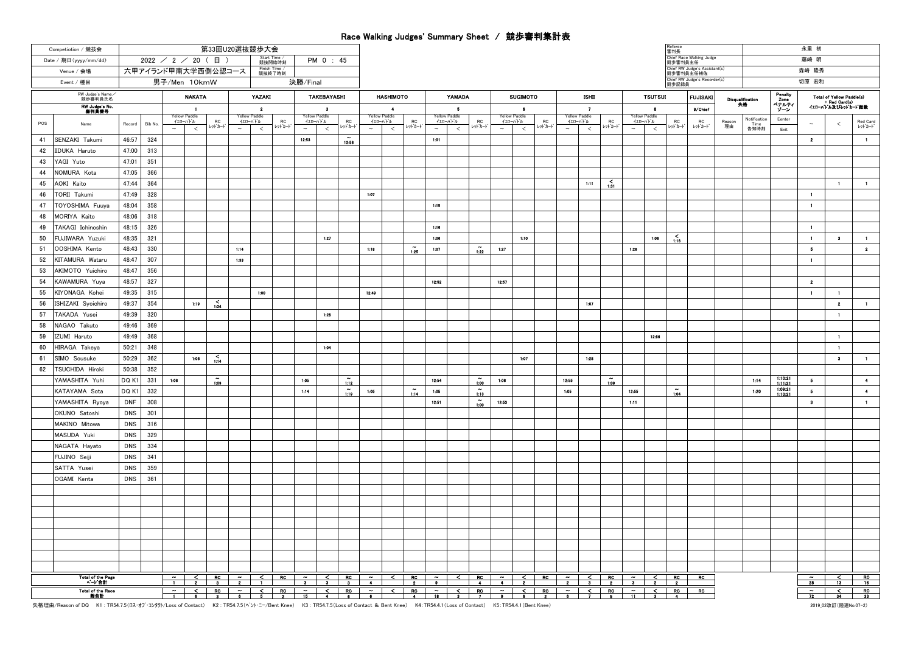# Race Walking Judges' Summary Sheet / 競歩審判集計表

| | |
|---|---|
| Competition / 競技会 | 第33回U20選抜競歩大会 |
| Date / 期日(yyyy/mm/dd) | 2022 / 2 / 20 ( 日 ) |
| Start Time / 競技開始時刻 | PM 0 : 45 |
| Finish Time / 競技終了時刻 | |
| Venue / 会場 | 六甲アイランド甲南大学西側公認コース |
| Event / 種目 | 男子/Men 10kmW |
| | 決勝/Final |

| | |
|---|---|
| Referee 審判長 | 永里 初 |
| Chief Race Walking Judge 競歩審判員主任 | 藤崎 明 |
| Chief RW Judge's Assistant(s) 競歩審判員主任補佐 | 森崎 隆秀 |
| Chief RW Judge's Recorder(s) 競歩記録員 | 切原 宏和 |

| RW Judge's Name / 競歩審判員氏名 | | | | NAKATA | | | YAZAKI | | | TAKEBAYASHI | | | HASHIMOTO | | | YAMADA | | | SUGIMOTO | | | ISHII | | | TSUTSUI | | | FUJISAKI | Disqualification 失格 | | Penalty Zone ペナルティゾーン | Total of Yellow Paddle(s) + Red Card(s) イエローパドル及びレッドカード総数 | | |
|---|---|---|---|---|---|---|---|---|---|---|---|---|---|---|---|---|---|---|---|---|---|---|---|---|---|---|---|---|---|---|---|---|---|---|
| RW Judge's No. 審判員番号 | | | | 1 | | | 2 | | | 3 | | | 4 | | | 5 | | | 6 | | | 7 | | | 8 | | | 9/Chief | | | | | | |
| | | | | Yellow Paddle イエローパドル | | RC レッドカード | Yellow Paddle イエローパドル | | RC レッドカード | Yellow Paddle イエローパドル | | RC レッドカード | Yellow Paddle イエローパドル | | RC レッドカード | Yellow Paddle イエローパドル | | RC レッドカード | Yellow Paddle イエローパドル | | RC レッドカード | Yellow Paddle イエローパドル | | RC レッドカード | Yellow Paddle イエローパドル | | RC レッドカード | RC レッドカード | Reason 理由 | Notification Time 告知時刻 | Enter / Exit | | | |
| POS | Name | Record | Bib No. | ~ | < | | ~ | < | | ~ | < | | ~ | < | | ~ | < | | ~ | < | | ~ | < | | ~ | < | | | | | | ~ | < | Red Card レッドカード |
| 41 | SENZAKI Takumi | 46:57 | 324 | | | | | | | 12:53 | | ~ 12:58 | | | | 1:01 | | | | | | | | | | | | | | | | 2 | | 1 |
| 42 | IIDUKA Haruto | 47:00 | 313 | | | | | | | | | | | | | | | | | | | | | | | | | | | | | | | |
| 43 | YAGI Yuto | 47:01 | 351 | | | | | | | | | | | | | | | | | | | | | | | | | | | | | | | |
| 44 | NOMURA Kota | 47:05 | 366 | | | | | | | | | | | | | | | | | | | | | | | | | | | | | | | |
| 45 | AOKI Kaito | 47:44 | 364 | | | | | | | | | | | | | | | | | | | | 1:11 | < 1:31 | | | | | | | | | 1 | 1 |
| 46 | TORII Takumi | 47:49 | 328 | | | | | | | | | | 1:07 | | | | | | | | | | | | | | | | | | | 1 | | |
| 47 | TOYOSHIMA Fuuya | 48:04 | 358 | | | | | | | | | | | | | 1:15 | | | | | | | | | | | | | | | | 1 | | |
| 48 | MORIYA Kaito | 48:06 | 318 | | | | | | | | | | | | | | | | | | | | | | | | | | | | | | | |
| 49 | TAKAGI Ichinoshin | 48:15 | 326 | | | | | | | | | | | | | 1:16 | | | | | | | | | | | | | | | | 1 | | |
| 50 | FUJIWARA Yuzuki | 48:35 | 321 | | | | | | | | 1:27 | | | | | 1:06 | | | | 1:10 | | | | | | 1:06 | < 1:16 | | | | | 1 | 3 | 1 |
| 51 | OOSHIMA Kento | 48:43 | 330 | | | | 1:14 | | | | | | 1:18 | | ~ 1:25 | 1:07 | | ~ 1:22 | 1:27 | | | | | | 1:26 | | | | | | | 5 | | 2 |
| 52 | KITAMURA Wataru | 48:47 | 307 | | | | 1:33 | | | | | | | | | | | | | | | | | | | | | | | | | 1 | | |
| 53 | AKIMOTO Yuichiro | 48:47 | 356 | | | | | | | | | | | | | | | | | | | | | | | | | | | | | | | |
| 54 | KAWAMURA Yuya | 48:57 | 327 | | | | | | | | | | | | | 12:52 | | | 12:57 | | | | | | | | | | | | | 2 | | |
| 55 | KIYONAGA Kohei | 49:35 | 315 | | | | | 1:00 | | | | | 12:49 | | | | | | | | | | | | | | | | | | | 1 | 1 | |
| 56 | ISHIZAKI Syoichiro | 49:37 | 354 | | 1:19 | < 1:24 | | | | | | | | | | | | | | | | | 1:07 | | | | | | | | | | 2 | 1 |
| 57 | TAKADA Yusei | 49:39 | 320 | | | | | | | | 1:25 | | | | | | | | | | | | | | | | | | | | | | 1 | |
| 58 | NAGAO Takuto | 49:46 | 369 | | | | | | | | | | | | | | | | | | | | | | | | | | | | | | | |
| 59 | IZUMI Haruto | 49:49 | 368 | | | | | | | | | | | | | | | | | | | | | | | 12:56 | | | | | | | 1 | |
| 60 | HIRAGA Takeya | 50:21 | 348 | | | | | | | | 1:04 | | | | | | | | | | | | | | | | | | | | | | 1 | |
| 61 | SIMO Sousuke | 50:29 | 362 | | 1:08 | < 1:14 | | | | | | | | | | | | | | 1:07 | | | 1:28 | | | | | | | | | | 3 | 1 |
| 62 | TSUCHIDA Hiroki | 50:38 | 352 | | | | | | | | | | | | | | | | | | | | | | | | | | | | | | | |
| | YAMASHITA Yuhi | DQ K1 | 331 | 1:08 | | ~ 1:09 | | | | 1:05 | | ~ 1:12 | | | | 12:54 | | ~ 1:00 | 1:08 | | | 12:55 | | ~ 1:09 | | | | | | 1:14 | 1:10:21 / 1:11:21 | 5 | | 4 |
| | KATAYAMA Sota | DQ K1 | 332 | | | | | | | 1:14 | | ~ 1:19 | 1:05 | | ~ 1:14 | 1:05 | | ~ 1:13 | | | | 1:05 | | | 12:55 | | ~ 1:04 | | | 1:20 | 1:09:21 / 1:10:21 | 5 | | 4 |
| | YAMASHITA Ryoya | DNF | 308 | | | | | | | | | | | | | 12:51 | | ~ 1:00 | 12:53 | | | | | | 1:11 | | | | | | | 3 | | 1 |
| | OKUNO Satoshi | DNS | 301 | | | | | | | | | | | | | | | | | | | | | | | | | | | | | | | |
| | MAKINO Mitowa | DNS | 316 | | | | | | | | | | | | | | | | | | | | | | | | | | | | | | | |
| | MASUDA Yuki | DNS | 329 | | | | | | | | | | | | | | | | | | | | | | | | | | | | | | | |
| | NAGATA Hayato | DNS | 334 | | | | | | | | | | | | | | | | | | | | | | | | | | | | | | | |
| | FUJINO Seiji | DNS | 341 | | | | | | | | | | | | | | | | | | | | | | | | | | | | | | | |
| | SATTA Yusei | DNS | 359 | | | | | | | | | | | | | | | | | | | | | | | | | | | | | | | |
| | OGAMI Kenta | DNS | 361 | | | | | | | | | | | | | | | | | | | | | | | | | | | | | | | |
| Total of the Page ページ合計 | | | | ~ 1 | < 2 | RC 3 | ~ 2 | < 1 | RC | ~ 3 | < 3 | RC 3 | ~ 4 | < | RC 2 | ~ 9 | < | RC 4 | ~ 4 | < 2 | RC | ~ 2 | < 3 | RC 2 | ~ 3 | < 2 | RC 2 | RC | | | | ~ 28 | < 13 | RC 16 |
| Total of the Race 総合計 | | | | ~ 1 | < 6 | RC 3 | ~ 6 | < 5 | RC 2 | ~ 15 | < 4 | RC 6 | ~ 6 | < | RC 4 | ~ 18 | < 3 | RC 7 | ~ 9 | < 6 | RC 2 | ~ 6 | < 7 | RC 5 | ~ 11 | < 3 | RC 4 | RC | | | | ~ 72 | < 34 | RC 33 |

失格理由/Reason of DQ K1 : TR54.7.5(ロス･オブ･コンタクト/Loss of Contact) K2 : TR54.7.5(ベント･ニー/Bent Knee) K3 : TR54.7.5(Loss of Contact & Bent Knee) K4:TR54.4.1(Loss of Contact) K5:TR54.4.1(Bent Knee)

2019_02改訂(陸連No.07-2)